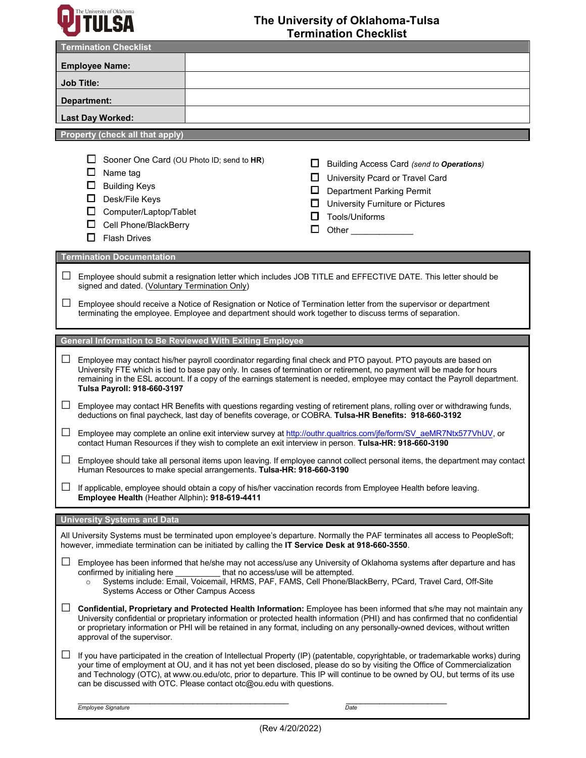# The University of Oklahoma-Tulsa
# Termination Checklist

## Termination Checklist

| | |
|---|---|
| **Employee Name:** | |
| **Job Title:** | |
| **Department:** | |
| **Last Day Worked:** | |

## Property (check all that apply)

- ☐ Sooner One Card (OU Photo ID; send to **HR**)
- ☐ Name tag
- ☐ Building Keys
- ☐ Desk/File Keys
- ☐ Computer/Laptop/Tablet
- ☐ Cell Phone/BlackBerry
- ☐ Flash Drives
- ☐ Building Access Card *(send to **Operations**)*
- ☐ University Pcard or Travel Card
- ☐ Department Parking Permit
- ☐ University Furniture or Pictures
- ☐ Tools/Uniforms
- ☐ Other _____________

## Termination Documentation

- ☐ Employee should submit a resignation letter which includes JOB TITLE and EFFECTIVE DATE. This letter should be signed and dated. (Voluntary Termination Only)
- ☐ Employee should receive a Notice of Resignation or Notice of Termination letter from the supervisor or department terminating the employee. Employee and department should work together to discuss terms of separation.

## General Information to Be Reviewed With Exiting Employee

- ☐ Employee may contact his/her payroll coordinator regarding final check and PTO payout. PTO payouts are based on University FTE which is tied to base pay only. In cases of termination or retirement, no payment will be made for hours remaining in the ESL account. If a copy of the earnings statement is needed, employee may contact the Payroll department. **Tulsa Payroll: 918-660-3197**
- ☐ Employee may contact HR Benefits with questions regarding vesting of retirement plans, rolling over or withdrawing funds, deductions on final paycheck, last day of benefits coverage, or COBRA. **Tulsa-HR Benefits: 918-660-3192**
- ☐ Employee may complete an online exit interview survey at http://outhr.qualtrics.com/jfe/form/SV_aeMR7Ntx577VhUV, or contact Human Resources if they wish to complete an exit interview in person. **Tulsa-HR: 918-660-3190**
- ☐ Employee should take all personal items upon leaving. If employee cannot collect personal items, the department may contact Human Resources to make special arrangements. **Tulsa-HR: 918-660-3190**
- ☐ If applicable, employee should obtain a copy of his/her vaccination records from Employee Health before leaving. **Employee Health** (Heather Allphin)**: 918-619-4411**

## University Systems and Data

All University Systems must be terminated upon employee's departure. Normally the PAF terminates all access to PeopleSoft; however, immediate termination can be initiated by calling the **IT Service Desk at 918-660-3550**.

- ☐ Employee has been informed that he/she may not access/use any University of Oklahoma systems after departure and has confirmed by initialing here __________ that no access/use will be attempted.
  - Systems include: Email, Voicemail, HRMS, PAF, FAMS, Cell Phone/BlackBerry, PCard, Travel Card, Off-Site Systems Access or Other Campus Access
- ☐ **Confidential, Proprietary and Protected Health Information:** Employee has been informed that s/he may not maintain any University confidential or proprietary information or protected health information (PHI) and has confirmed that no confidential or proprietary information or PHI will be retained in any format, including on any personally-owned devices, without written approval of the supervisor.
- ☐ If you have participated in the creation of Intellectual Property (IP) (patentable, copyrightable, or trademarkable works) during your time of employment at OU, and it has not yet been disclosed, please do so by visiting the Office of Commercialization and Technology (OTC), at www.ou.edu/otc, prior to departure. This IP will continue to be owned by OU, but terms of its use can be discussed with OTC. Please contact otc@ou.edu with questions.

_____________________________________________ *Employee Signature*

_________________________ *Date*

(Rev 4/20/2022)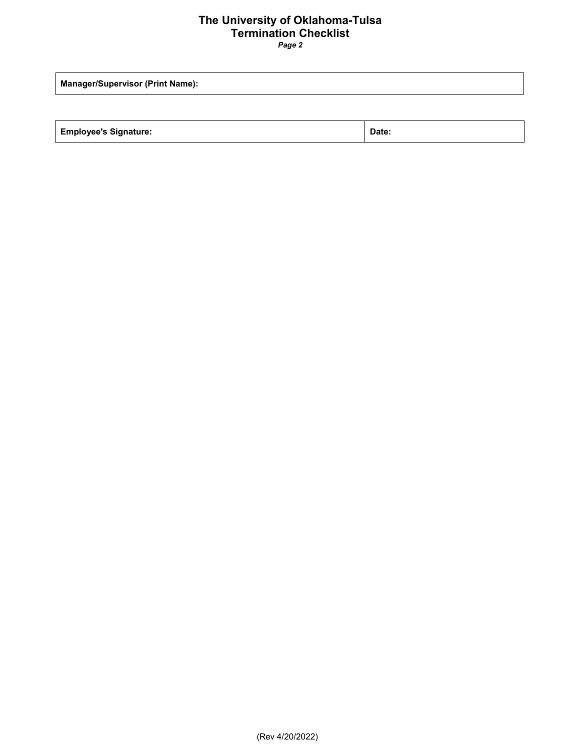# The University of Oklahoma-Tulsa
## Termination Checklist

*Page 2*

| | |
|---|---|
| **Manager/Supervisor (Print Name):** | |

| | |
|---|---|
| **Employee's Signature:** | **Date:** |

(Rev 4/20/2022)